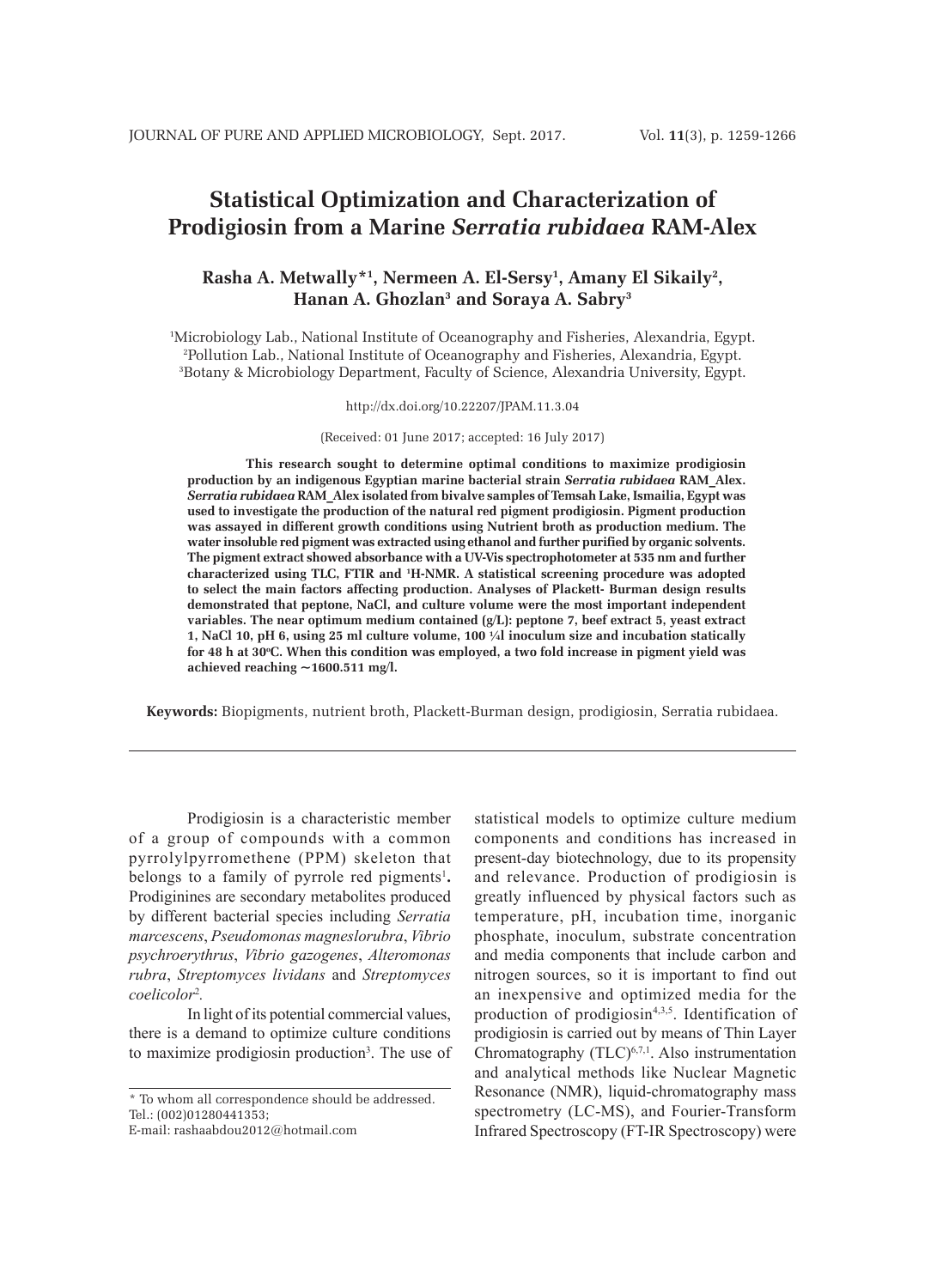# Statistical Optimization and Characterization of Prodigiosin from a Marine *Serratia rubidaea* RAM-Alex

**Rasha A. Metwally*[1], Nermeen A. El-Sersy[1], Amany El Sikaily[2], Hanan A. Ghozlan[3] and Soraya A. Sabry[3]**

[1]Microbiology Lab., National Institute of Oceanography and Fisheries, Alexandria, Egypt.
[2]Pollution Lab., National Institute of Oceanography and Fisheries, Alexandria, Egypt.
[3]Botany & Microbiology Department, Faculty of Science, Alexandria University, Egypt.

http://dx.doi.org/10.22207/JPAM.11.3.04

(Received: 01 June 2017; accepted: 16 July 2017)

**This research sought to determine optimal conditions to maximize prodigiosin production by an indigenous Egyptian marine bacterial strain *Serratia rubidaea* RAM_Alex. *Serratia rubidaea* RAM_Alex isolated from bivalve samples of Temsah Lake, Ismailia, Egypt was used to investigate the production of the natural red pigment prodigiosin. Pigment production was assayed in different growth conditions using Nutrient broth as production medium. The water insoluble red pigment was extracted using ethanol and further purified by organic solvents. The pigment extract showed absorbance with a UV-Vis spectrophotometer at 535 nm and further characterized using TLC, FTIR and $^{1}$H-NMR. A statistical screening procedure was adopted to select the main factors affecting production. Analyses of Plackett- Burman design results demonstrated that peptone, NaCl, and culture volume were the most important independent variables. The near optimum medium contained (g/L): peptone 7, beef extract 5, yeast extract 1, NaCl 10, pH 6, using 25 ml culture volume, 100 ¼l inoculum size and incubation statically for 48 h at 30°C. When this condition was employed, a two fold increase in pigment yield was achieved reaching ~1600.511 mg/l.**

**Keywords:** Biopigments, nutrient broth, Plackett-Burman design, prodigiosin, Serratia rubidaea.

Prodigiosin is a characteristic member of a group of compounds with a common pyrrolylpyrromethene (PPM) skeleton that belongs to a family of pyrrole red pigments[1]. Prodiginines are secondary metabolites produced by different bacterial species including *Serratia marcescens*, *Pseudomonas magneslorubra*, *Vibrio psychroerythrus*, *Vibrio gazogenes*, *Alteromonas rubra*, *Streptomyces lividans* and *Streptomyces coelicolor*[2].

In light of its potential commercial values, there is a demand to optimize culture conditions to maximize prodigiosin production[3]. The use of statistical models to optimize culture medium components and conditions has increased in present-day biotechnology, due to its propensity and relevance. Production of prodigiosin is greatly influenced by physical factors such as temperature, pH, incubation time, inorganic phosphate, inoculum, substrate concentration and media components that include carbon and nitrogen sources, so it is important to find out an inexpensive and optimized media for the production of prodigiosin[4,3,5]. Identification of prodigiosin is carried out by means of Thin Layer Chromatography (TLC)[6,7,1]. Also instrumentation and analytical methods like Nuclear Magnetic Resonance (NMR), liquid-chromatography mass spectrometry (LC-MS), and Fourier-Transform Infrared Spectroscopy (FT-IR Spectroscopy) were

\* To whom all correspondence should be addressed.
Tel.: (002)01280441353;
E-mail: rashaabdou2012@hotmail.com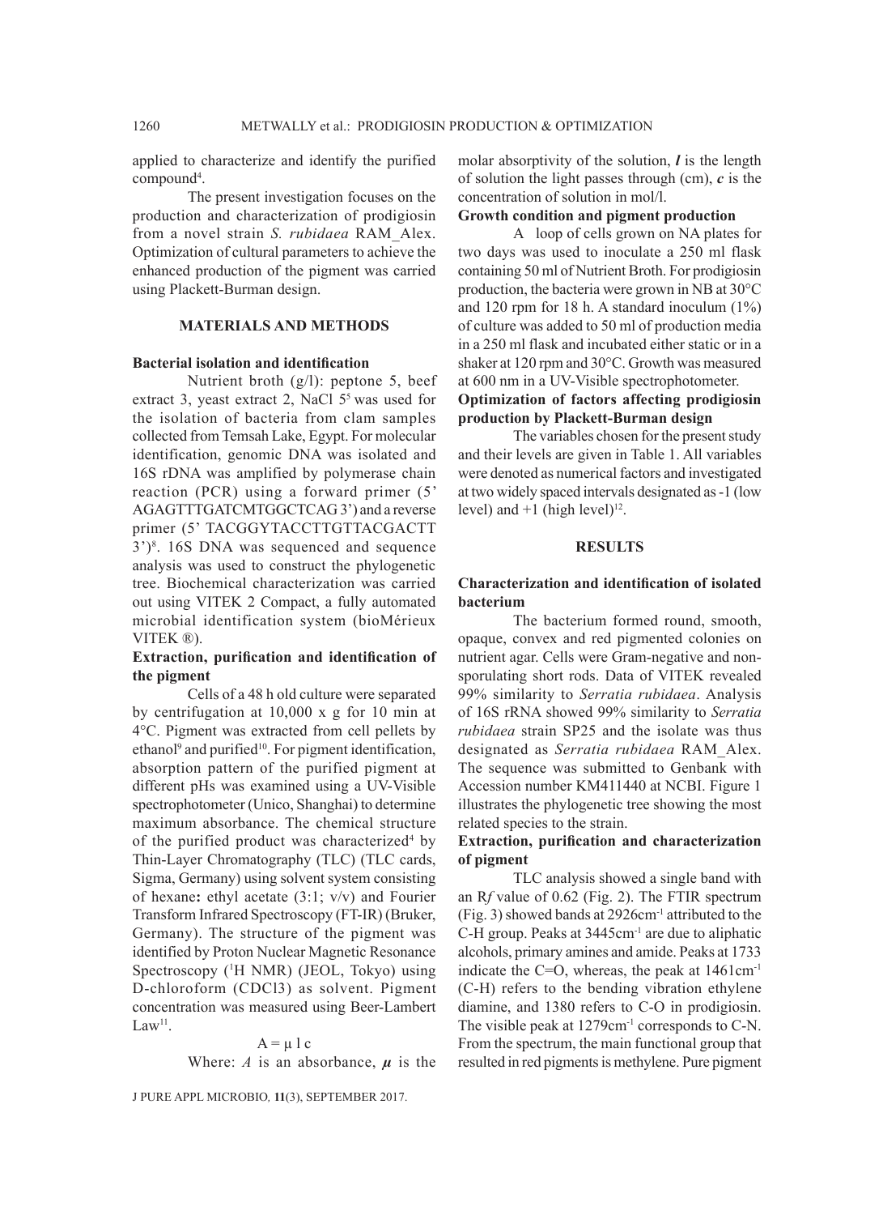applied to characterize and identify the purified compound[4].

The present investigation focuses on the production and characterization of prodigiosin from a novel strain *S. rubidaea* RAM_Alex. Optimization of cultural parameters to achieve the enhanced production of the pigment was carried using Plackett-Burman design.

## MATERIALS AND METHODS

### Bacterial isolation and identification

Nutrient broth (g/l): peptone 5, beef extract 3, yeast extract 2, NaCl 5[5] was used for the isolation of bacteria from clam samples collected from Temsah Lake, Egypt. For molecular identification, genomic DNA was isolated and 16S rDNA was amplified by polymerase chain reaction (PCR) using a forward primer (5' AGAGTTTGATCMTGGCTCAG 3') and a reverse primer (5' TACGGYTACCTTGTTACGACTT 3')[8]. 16S DNA was sequenced and sequence analysis was used to construct the phylogenetic tree. Biochemical characterization was carried out using VITEK 2 Compact, a fully automated microbial identification system (bioMérieux VITEK ®).

### Extraction, purification and identification of the pigment

Cells of a 48 h old culture were separated by centrifugation at 10,000 x g for 10 min at 4°C. Pigment was extracted from cell pellets by ethanol[9] and purified[10]. For pigment identification, absorption pattern of the purified pigment at different pHs was examined using a UV-Visible spectrophotometer (Unico, Shanghai) to determine maximum absorbance. The chemical structure of the purified product was characterized[4] by Thin-Layer Chromatography (TLC) (TLC cards, Sigma, Germany) using solvent system consisting of hexane**:** ethyl acetate (3:1; v/v) and Fourier Transform Infrared Spectroscopy (FT-IR) (Bruker, Germany). The structure of the pigment was identified by Proton Nuclear Magnetic Resonance Spectroscopy ($^1$H NMR) (JEOL, Tokyo) using D-chloroform (CDCl3) as solvent. Pigment concentration was measured using Beer-Lambert Law[11].

$$A = \mu \, l \, c$$

Where: *A* is an absorbance, $\mu$ is the molar absorptivity of the solution, $l$ is the length of solution the light passes through (cm), $c$ is the concentration of solution in mol/l.

### Growth condition and pigment production

A loop of cells grown on NA plates for two days was used to inoculate a 250 ml flask containing 50 ml of Nutrient Broth. For prodigiosin production, the bacteria were grown in NB at 30°C and 120 rpm for 18 h. A standard inoculum (1%) of culture was added to 50 ml of production media in a 250 ml flask and incubated either static or in a shaker at 120 rpm and 30°C. Growth was measured at 600 nm in a UV-Visible spectrophotometer.

### Optimization of factors affecting prodigiosin production by Plackett-Burman design

The variables chosen for the present study and their levels are given in Table 1. All variables were denoted as numerical factors and investigated at two widely spaced intervals designated as -1 (low level) and +1 (high level)[12].

## RESULTS

### Characterization and identification of isolated bacterium

The bacterium formed round, smooth, opaque, convex and red pigmented colonies on nutrient agar. Cells were Gram-negative and non-sporulating short rods. Data of VITEK revealed 99% similarity to *Serratia rubidaea*. Analysis of 16S rRNA showed 99% similarity to *Serratia rubidaea* strain SP25 and the isolate was thus designated as *Serratia rubidaea* RAM_Alex. The sequence was submitted to Genbank with Accession number KM411440 at NCBI. Figure 1 illustrates the phylogenetic tree showing the most related species to the strain.

### Extraction, purification and characterization of pigment

TLC analysis showed a single band with an R*f* value of 0.62 (Fig. 2). The FTIR spectrum (Fig. 3) showed bands at 2926cm$^{-1}$ attributed to the C-H group. Peaks at 3445cm$^{-1}$ are due to aliphatic alcohols, primary amines and amide. Peaks at 1733 indicate the C=O, whereas, the peak at 1461cm$^{-1}$ (C-H) refers to the bending vibration ethylene diamine, and 1380 refers to C-O in prodigiosin. The visible peak at 1279cm$^{-1}$ corresponds to C-N. From the spectrum, the main functional group that resulted in red pigments is methylene. Pure pigment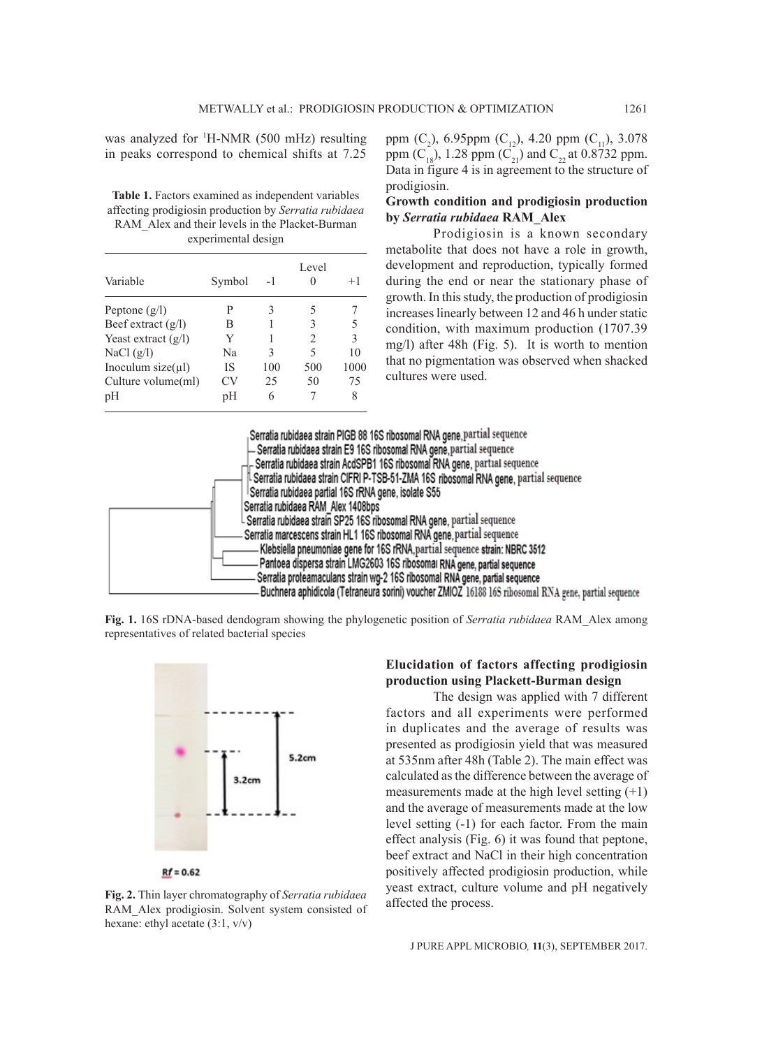was analyzed for $^{1}$H-NMR (500 mHz) resulting in peaks correspond to chemical shifts at 7.25 ppm ($C_2$), 6.95ppm ($C_{12}$), 4.20 ppm ($C_{11}$), 3.078 ppm ($C_{18}$), 1.28 ppm ($C_{21}$) and $C_{22}$ at 0.8732 ppm. Data in figure 4 is in agreement to the structure of prodigiosin.

**Table 1.** Factors examined as independent variables affecting prodigiosin production by *Serratia rubidaea* RAM_Alex and their levels in the Placket-Burman experimental design

| Variable | Symbol | Level -1 | Level 0 | Level +1 |
|---|---|---|---|---|
| Peptone (g/l) | P | 3 | 5 | 7 |
| Beef extract (g/l) | B | 1 | 3 | 5 |
| Yeast extract (g/l) | Y | 1 | 2 | 3 |
| NaCl (g/l) | Na | 3 | 5 | 10 |
| Inoculum size(µl) | IS | 100 | 500 | 1000 |
| Culture volume(ml) | CV | 25 | 50 | 75 |
| pH | pH | 6 | 7 | 8 |

### Growth condition and prodigiosin production by *Serratia rubidaea* RAM_Alex

Prodigiosin is a known secondary metabolite that does not have a role in growth, development and reproduction, typically formed during the end or near the stationary phase of growth. In this study, the production of prodigiosin increases linearly between 12 and 46 h under static condition, with maximum production (1707.39 mg/l) after 48h (Fig. 5). It is worth to mention that no pigmentation was observed when shacked cultures were used.

Fig. 1. 16S rDNA-based dendogram showing the phylogenetic position of *Serratia rubidaea* RAM_Alex among representatives of related bacterial species

Fig. 2. Thin layer chromatography of *Serratia rubidaea* RAM_Alex prodigiosin. Solvent system consisted of hexane: ethyl acetate (3:1, v/v)

### Elucidation of factors affecting prodigiosin production using Plackett-Burman design

The design was applied with 7 different factors and all experiments were performed in duplicates and the average of results was presented as prodigiosin yield that was measured at 535nm after 48h (Table 2). The main effect was calculated as the difference between the average of measurements made at the high level setting (+1) and the average of measurements made at the low level setting (-1) for each factor. From the main effect analysis (Fig. 6) it was found that peptone, beef extract and NaCl in their high concentration positively affected prodigiosin production, while yeast extract, culture volume and pH negatively affected the process.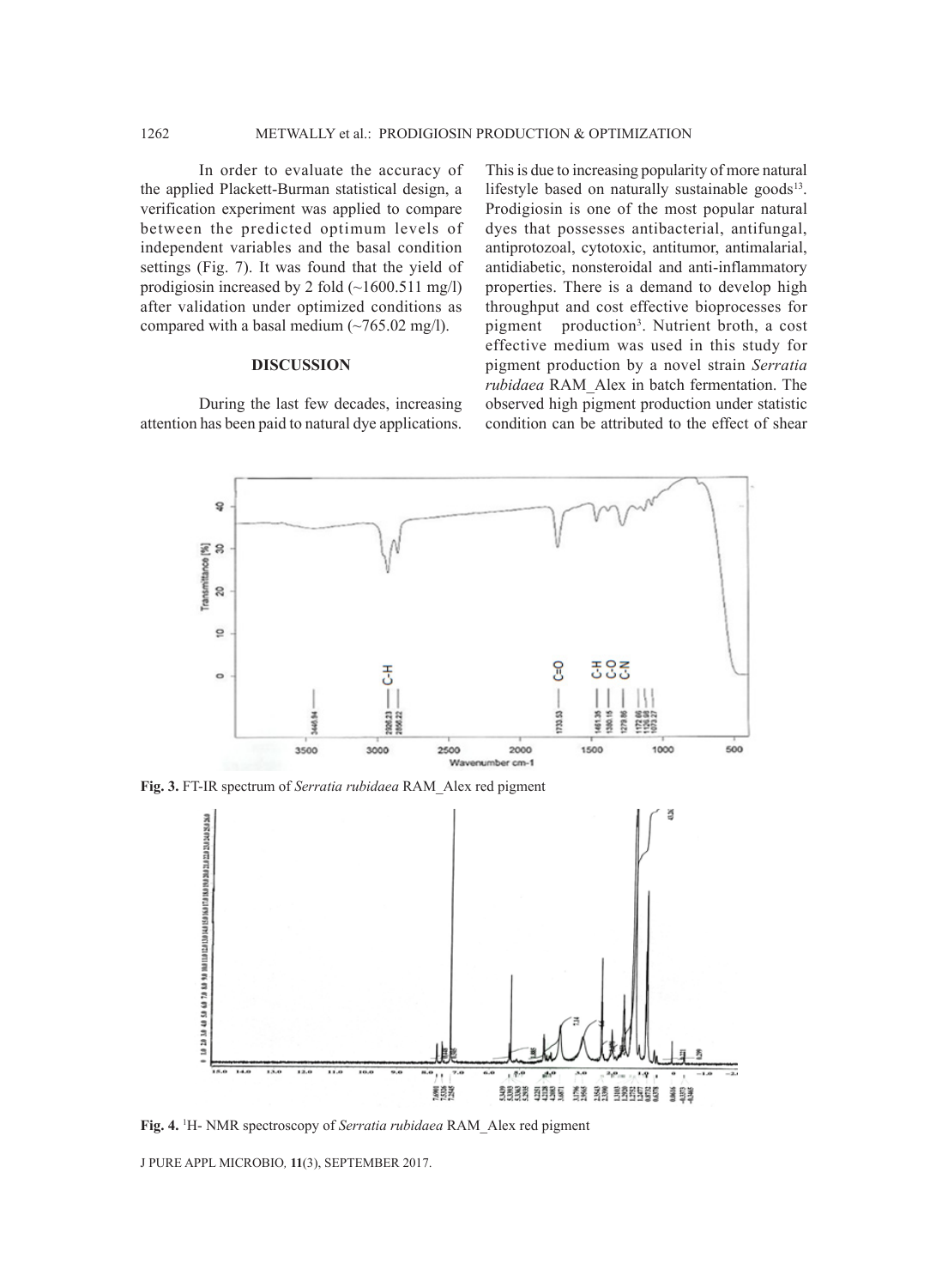In order to evaluate the accuracy of the applied Plackett-Burman statistical design, a verification experiment was applied to compare between the predicted optimum levels of independent variables and the basal condition settings (Fig. 7). It was found that the yield of prodigiosin increased by 2 fold (~1600.511 mg/l) after validation under optimized conditions as compared with a basal medium (~765.02 mg/l).

## DISCUSSION

During the last few decades, increasing attention has been paid to natural dye applications. This is due to increasing popularity of more natural lifestyle based on naturally sustainable goods[13]. Prodigiosin is one of the most popular natural dyes that possesses antibacterial, antifungal, antiprotozoal, cytotoxic, antitumor, antimalarial, antidiabetic, nonsteroidal and anti-inflammatory properties. There is a demand to develop high throughput and cost effective bioprocesses for pigment production[3]. Nutrient broth, a cost effective medium was used in this study for pigment production by a novel strain *Serratia rubidaea* RAM_Alex in batch fermentation. The observed high pigment production under statistic condition can be attributed to the effect of shear

**Fig. 3.** FT-IR spectrum of *Serratia rubidaea* RAM_Alex red pigment

**Fig. 4.** $^1$H- NMR spectroscopy of *Serratia rubidaea* RAM_Alex red pigment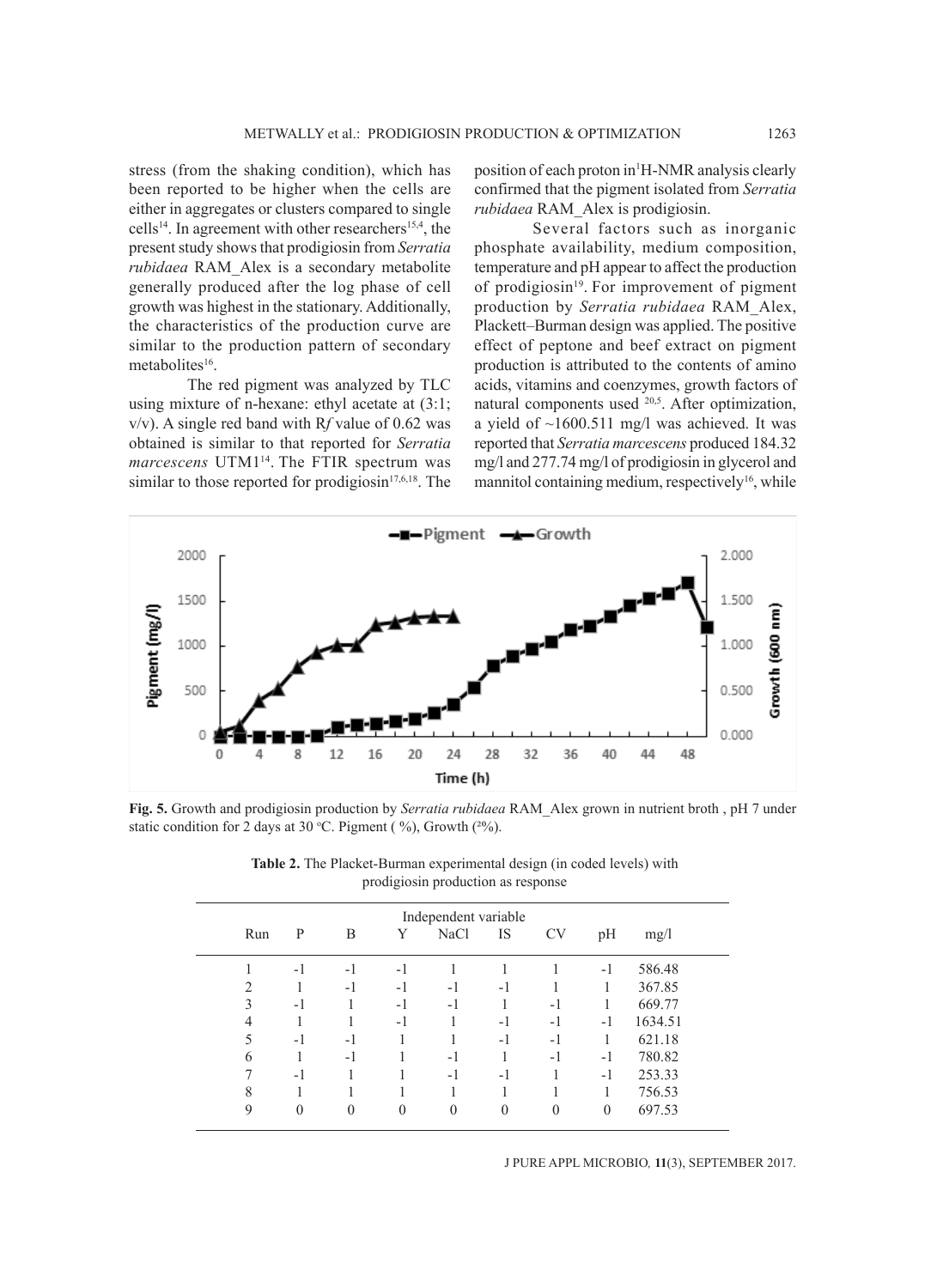stress (from the shaking condition), which has been reported to be higher when the cells are either in aggregates or clusters compared to single cells[14]. In agreement with other researchers[15,4], the present study shows that prodigiosin from *Serratia rubidaea* RAM_Alex is a secondary metabolite generally produced after the log phase of cell growth was highest in the stationary. Additionally, the characteristics of the production curve are similar to the production pattern of secondary metabolites[16].

The red pigment was analyzed by TLC using mixture of n-hexane: ethyl acetate at (3:1; v/v). A single red band with R*f* value of 0.62 was obtained is similar to that reported for *Serratia marcescens* UTM1[14]. The FTIR spectrum was similar to those reported for prodigiosin[17,6,18]. The position of each proton in $^{1}$H-NMR analysis clearly confirmed that the pigment isolated from *Serratia rubidaea* RAM_Alex is prodigiosin.

Several factors such as inorganic phosphate availability, medium composition, temperature and pH appear to affect the production of prodigiosin[19]. For improvement of pigment production by *Serratia rubidaea* RAM_Alex, Plackett–Burman design was applied. The positive effect of peptone and beef extract on pigment production is attributed to the contents of amino acids, vitamins and coenzymes, growth factors of natural components used [20,5]. After optimization, a yield of ~1600.511 mg/l was achieved. It was reported that *Serratia marcescens* produced 184.32 mg/l and 277.74 mg/l of prodigiosin in glycerol and mannitol containing medium, respectively[16], while

**Fig. 5.** Growth and prodigiosin production by *Serratia rubidaea* RAM_Alex grown in nutrient broth , pH 7 under static condition for 2 days at 30 °C. Pigment ( %), Growth (²%).

**Table 2.** The Placket-Burman experimental design (in coded levels) with prodigiosin production as response

| Run | P | B | Y | NaCl | IS | CV | pH | mg/l |
|---|---|---|---|---|---|---|---|---|
| 1 | -1 | -1 | -1 | 1 | 1 | 1 | -1 | 586.48 |
| 2 | 1 | -1 | -1 | -1 | -1 | 1 | 1 | 367.85 |
| 3 | -1 | 1 | -1 | -1 | 1 | -1 | 1 | 669.77 |
| 4 | 1 | 1 | -1 | 1 | -1 | -1 | -1 | 1634.51 |
| 5 | -1 | -1 | 1 | 1 | -1 | -1 | 1 | 621.18 |
| 6 | 1 | -1 | 1 | -1 | 1 | -1 | -1 | 780.82 |
| 7 | -1 | 1 | 1 | -1 | -1 | 1 | -1 | 253.33 |
| 8 | 1 | 1 | 1 | 1 | 1 | 1 | 1 | 756.53 |
| 9 | 0 | 0 | 0 | 0 | 0 | 0 | 0 | 697.53 |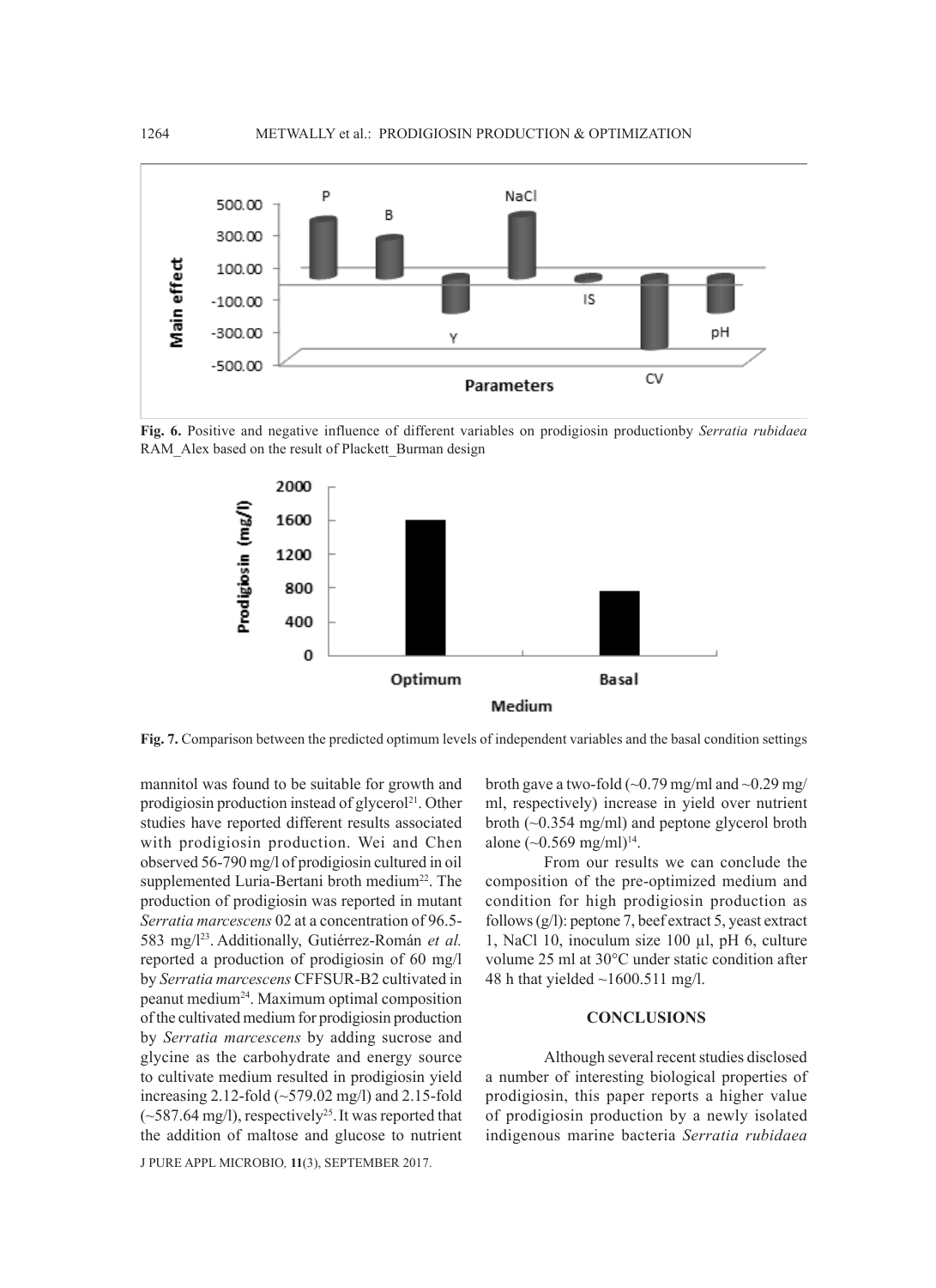**Fig. 6.** Positive and negative influence of different variables on prodigiosin productionby *Serratia rubidaea* RAM_Alex based on the result of Plackett_Burman design

**Fig. 7.** Comparison between the predicted optimum levels of independent variables and the basal condition settings

mannitol was found to be suitable for growth and prodigiosin production instead of glycerol[21]. Other studies have reported different results associated with prodigiosin production. Wei and Chen observed 56-790 mg/l of prodigiosin cultured in oil supplemented Luria-Bertani broth medium[22]. The production of prodigiosin was reported in mutant *Serratia marcescens* 02 at a concentration of 96.5-583 mg/l[23]. Additionally, Gutiérrez-Román *et al.* reported a production of prodigiosin of 60 mg/l by *Serratia marcescens* CFFSUR-B2 cultivated in peanut medium[24]. Maximum optimal composition of the cultivated medium for prodigiosin production by *Serratia marcescens* by adding sucrose and glycine as the carbohydrate and energy source to cultivate medium resulted in prodigiosin yield increasing 2.12-fold (~579.02 mg/l) and 2.15-fold (~587.64 mg/l), respectively[25]. It was reported that the addition of maltose and glucose to nutrient broth gave a two-fold (~0.79 mg/ml and ~0.29 mg/ml, respectively) increase in yield over nutrient broth (~0.354 mg/ml) and peptone glycerol broth alone (~0.569 mg/ml)[14].

From our results we can conclude the composition of the pre-optimized medium and condition for high prodigiosin production as follows (g/l): peptone 7, beef extract 5, yeast extract 1, NaCl 10, inoculum size 100 µl, pH 6, culture volume 25 ml at 30°C under static condition after 48 h that yielded ~1600.511 mg/l.

## CONCLUSIONS

Although several recent studies disclosed a number of interesting biological properties of prodigiosin, this paper reports a higher value of prodigiosin production by a newly isolated indigenous marine bacteria *Serratia rubidaea*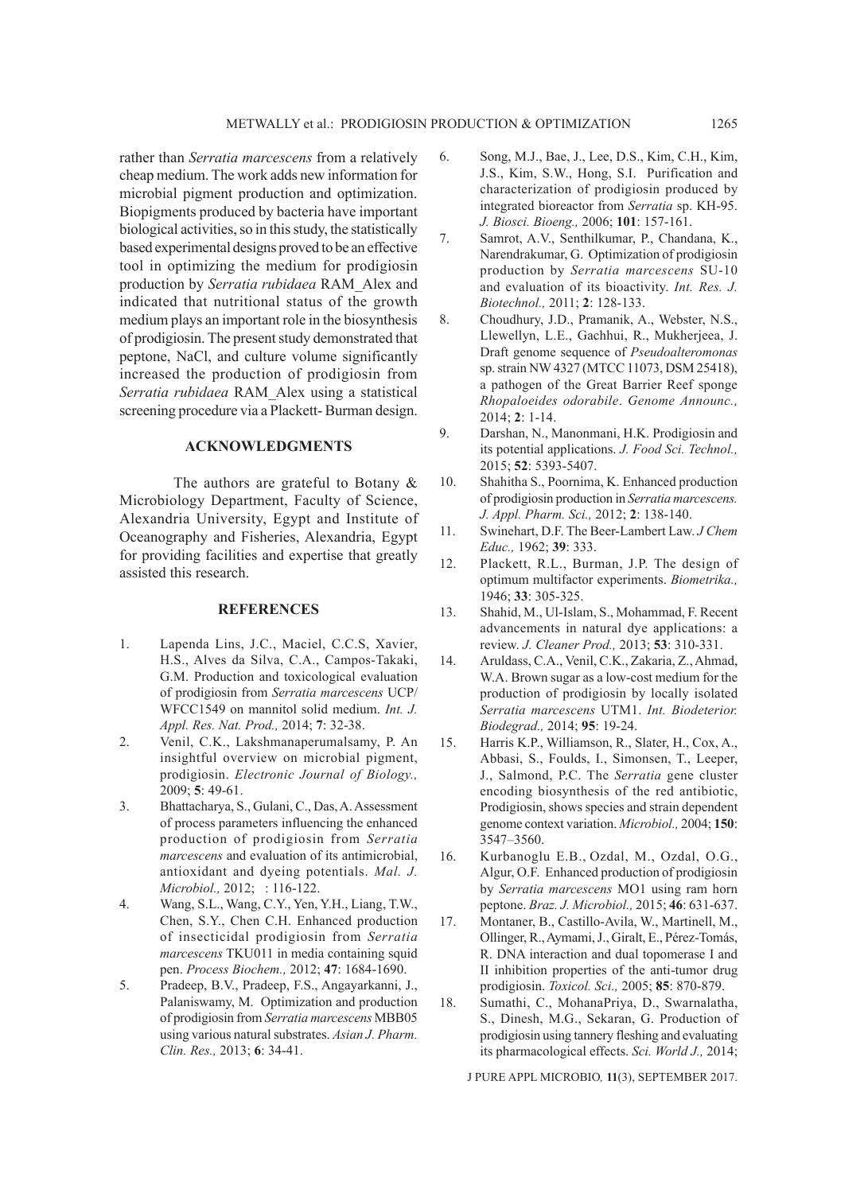rather than *Serratia marcescens* from a relatively cheap medium. The work adds new information for microbial pigment production and optimization. Biopigments produced by bacteria have important biological activities, so in this study, the statistically based experimental designs proved to be an effective tool in optimizing the medium for prodigiosin production by *Serratia rubidaea* RAM_Alex and indicated that nutritional status of the growth medium plays an important role in the biosynthesis of prodigiosin. The present study demonstrated that peptone, NaCl, and culture volume significantly increased the production of prodigiosin from *Serratia rubidaea* RAM_Alex using a statistical screening procedure via a Plackett- Burman design.

## ACKNOWLEDGMENTS

The authors are grateful to Botany & Microbiology Department, Faculty of Science, Alexandria University, Egypt and Institute of Oceanography and Fisheries, Alexandria, Egypt for providing facilities and expertise that greatly assisted this research.

## REFERENCES

1. Lapenda Lins, J.C., Maciel, C.C.S, Xavier, H.S., Alves da Silva, C.A., Campos-Takaki, G.M. Production and toxicological evaluation of prodigiosin from *Serratia marcescens* UCP/WFCC1549 on mannitol solid medium. *Int. J. Appl. Res. Nat. Prod.,* 2014; **7**: 32-38.
2. Venil, C.K., Lakshmanaperumalsamy, P. An insightful overview on microbial pigment, prodigiosin. *Electronic Journal of Biology.,* 2009; **5**: 49-61.
3. Bhattacharya, S., Gulani, C., Das, A. Assessment of process parameters influencing the enhanced production of prodigiosin from *Serratia marcescens* and evaluation of its antimicrobial, antioxidant and dyeing potentials. *Mal. J. Microbiol.,* 2012; : 116-122.
4. Wang, S.L., Wang, C.Y., Yen, Y.H., Liang, T.W., Chen, S.Y., Chen C.H. Enhanced production of insecticidal prodigiosin from *Serratia marcescens* TKU011 in media containing squid pen. *Process Biochem.,* 2012; **47**: 1684-1690.
5. Pradeep, B.V., Pradeep, F.S., Angayarkanni, J., Palaniswamy, M. Optimization and production of prodigiosin from *Serratia marcescens* MBB05 using various natural substrates. *Asian J. Pharm. Clin. Res.,* 2013; **6**: 34-41.
6. Song, M.J., Bae, J., Lee, D.S., Kim, C.H., Kim, J.S., Kim, S.W., Hong, S.I. Purification and characterization of prodigiosin produced by integrated bioreactor from *Serratia* sp. KH-95. *J. Biosci. Bioeng.,* 2006; **101**: 157-161.
7. Samrot, A.V., Senthilkumar, P., Chandana, K., Narendrakumar, G. Optimization of prodigiosin production by *Serratia marcescens* SU-10 and evaluation of its bioactivity. *Int. Res. J. Biotechnol.,* 2011; **2**: 128-133.
8. Choudhury, J.D., Pramanik, A., Webster, N.S., Llewellyn, L.E., Gachhui, R., Mukherjeea, J. Draft genome sequence of *Pseudoalteromonas* sp. strain NW 4327 (MTCC 11073, DSM 25418), a pathogen of the Great Barrier Reef sponge *Rhopaloeides odorabile*. *Genome Announc.,* 2014; **2**: 1-14.
9. Darshan, N., Manonmani, H.K. Prodigiosin and its potential applications. *J. Food Sci. Technol.,* 2015; **52**: 5393-5407.
10. Shahitha S., Poornima, K. Enhanced production of prodigiosin production in *Serratia marcescens. J. Appl. Pharm. Sci.,* 2012; **2**: 138-140.
11. Swinehart, D.F. The Beer-Lambert Law. *J Chem Educ.,* 1962; **39**: 333.
12. Plackett, R.L., Burman, J.P. The design of optimum multifactor experiments. *Biometrika.,* 1946; **33**: 305-325.
13. Shahid, M., Ul-Islam, S., Mohammad, F. Recent advancements in natural dye applications: a review. *J. Cleaner Prod.,* 2013; **53**: 310-331.
14. Aruldass, C.A., Venil, C.K., Zakaria, Z., Ahmad, W.A. Brown sugar as a low-cost medium for the production of prodigiosin by locally isolated *Serratia marcescens* UTM1. *Int. Biodeterior. Biodegrad.,* 2014; **95**: 19-24.
15. Harris K.P., Williamson, R., Slater, H., Cox, A., Abbasi, S., Foulds, I., Simonsen, T., Leeper, J., Salmond, P.C. The *Serratia* gene cluster encoding biosynthesis of the red antibiotic, Prodigiosin, shows species and strain dependent genome context variation. *Microbiol.,* 2004; **150**: 3547–3560.
16. Kurbanoglu E.B., Ozdal, M., Ozdal, O.G., Algur, O.F. Enhanced production of prodigiosin by *Serratia marcescens* MO1 using ram horn peptone. *Braz. J. Microbiol.,* 2015; **46**: 631-637.
17. Montaner, B., Castillo-Avila, W., Martinell, M., Ollinger, R., Aymami, J., Giralt, E., Pérez-Tomás, R. DNA interaction and dual topomerase I and II inhibition properties of the anti-tumor drug prodigiosin. *Toxicol. Sci.,* 2005; **85**: 870-879.
18. Sumathi, C., MohanaPriya, D., Swarnalatha, S., Dinesh, M.G., Sekaran, G. Production of prodigiosin using tannery fleshing and evaluating its pharmacological effects. *Sci. World J.,* 2014;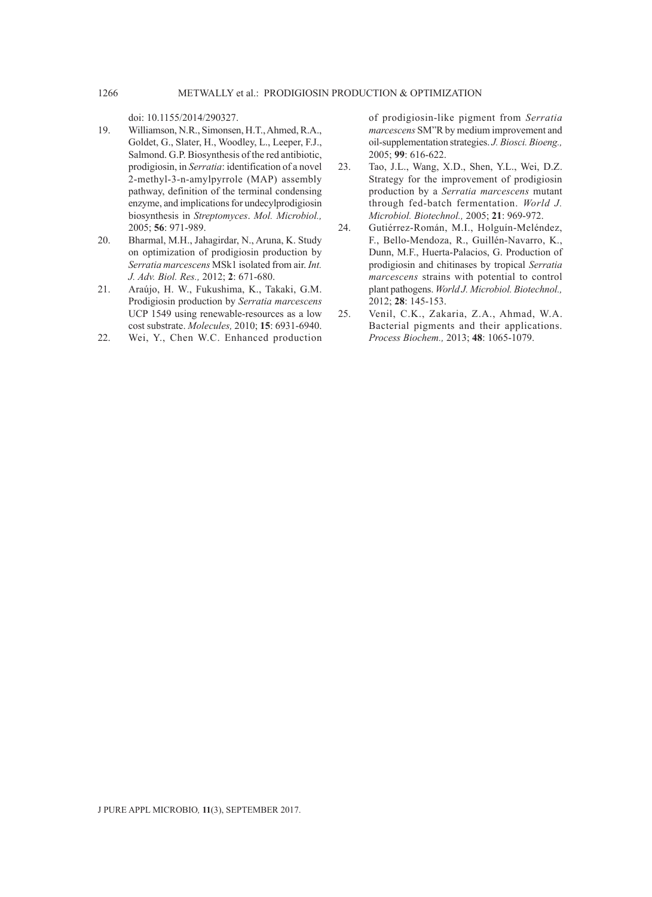doi: 10.1155/2014/290327.

19. Williamson, N.R., Simonsen, H.T., Ahmed, R.A., Goldet, G., Slater, H., Woodley, L., Leeper, F.J., Salmond. G.P. Biosynthesis of the red antibiotic, prodigiosin, in *Serratia*: identification of a novel 2-methyl-3-n-amylpyrrole (MAP) assembly pathway, definition of the terminal condensing enzyme, and implications for undecylprodigiosin biosynthesis in *Streptomyces*. *Mol. Microbiol.,* 2005; **56**: 971-989.
20. Bharmal, M.H., Jahagirdar, N., Aruna, K. Study on optimization of prodigiosin production by *Serratia marcescens* MSk1 isolated from air. *Int. J. Adv. Biol. Res.,* 2012; **2**: 671-680.
21. Araújo, H. W., Fukushima, K., Takaki, G.M. Prodigiosin production by *Serratia marcescens* UCP 1549 using renewable-resources as a low cost substrate. *Molecules,* 2010; **15**: 6931-6940.
22. Wei, Y., Chen W.C. Enhanced production of prodigiosin-like pigment from *Serratia marcescens* SM"R by medium improvement and oil-supplementation strategies. *J. Biosci. Bioeng.,* 2005; **99**: 616-622.
23. Tao, J.L., Wang, X.D., Shen, Y.L., Wei, D.Z. Strategy for the improvement of prodigiosin production by a *Serratia marcescens* mutant through fed-batch fermentation. *World J. Microbiol. Biotechnol.,* 2005; **21**: 969-972.
24. Gutiérrez-Román, M.I., Holguín-Meléndez, F., Bello-Mendoza, R., Guillén-Navarro, K., Dunn, M.F., Huerta-Palacios, G. Production of prodigiosin and chitinases by tropical *Serratia marcescens* strains with potential to control plant pathogens. *World J. Microbiol. Biotechnol.,* 2012; **28**: 145-153.
25. Venil, C.K., Zakaria, Z.A., Ahmad, W.A. Bacterial pigments and their applications. *Process Biochem.,* 2013; **48**: 1065-1079.